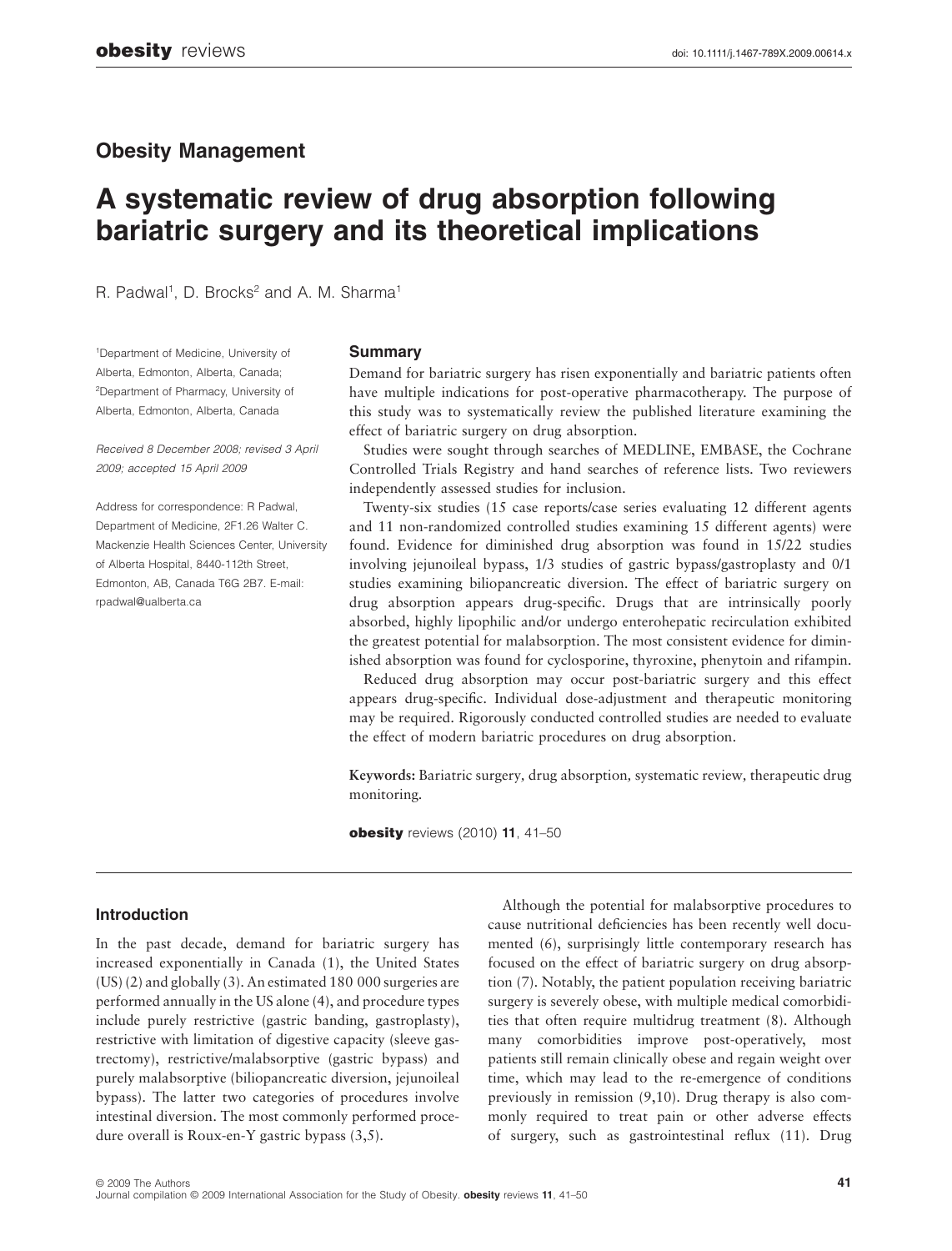## Obesity Management

# A systematic review of drug absorption following bariatric surgery and its theoretical implications

R. Padwal[1], D. Brocks[2] and A. M. Sharma[1]

[1]Department of Medicine, University of Alberta, Edmonton, Alberta, Canada; [2]Department of Pharmacy, University of Alberta, Edmonton, Alberta, Canada

*Received 8 December 2008; revised 3 April 2009; accepted 15 April 2009*

Address for correspondence: R Padwal, Department of Medicine, 2F1.26 Walter C. Mackenzie Health Sciences Center, University of Alberta Hospital, 8440-112th Street, Edmonton, AB, Canada T6G 2B7. E-mail: rpadwal@ualberta.ca

### Summary

Demand for bariatric surgery has risen exponentially and bariatric patients often have multiple indications for post-operative pharmacotherapy. The purpose of this study was to systematically review the published literature examining the effect of bariatric surgery on drug absorption.

Studies were sought through searches of MEDLINE, EMBASE, the Cochrane Controlled Trials Registry and hand searches of reference lists. Two reviewers independently assessed studies for inclusion.

Twenty-six studies (15 case reports/case series evaluating 12 different agents and 11 non-randomized controlled studies examining 15 different agents) were found. Evidence for diminished drug absorption was found in 15/22 studies involving jejunoileal bypass, 1/3 studies of gastric bypass/gastroplasty and 0/1 studies examining biliopancreatic diversion. The effect of bariatric surgery on drug absorption appears drug-specific. Drugs that are intrinsically poorly absorbed, highly lipophilic and/or undergo enterohepatic recirculation exhibited the greatest potential for malabsorption. The most consistent evidence for diminished absorption was found for cyclosporine, thyroxine, phenytoin and rifampin.

Reduced drug absorption may occur post-bariatric surgery and this effect appears drug-specific. Individual dose-adjustment and therapeutic monitoring may be required. Rigorously conducted controlled studies are needed to evaluate the effect of modern bariatric procedures on drug absorption.

**Keywords:** Bariatric surgery, drug absorption, systematic review, therapeutic drug monitoring.

## Introduction

In the past decade, demand for bariatric surgery has increased exponentially in Canada (1), the United States (US) (2) and globally (3). An estimated 180 000 surgeries are performed annually in the US alone (4), and procedure types include purely restrictive (gastric banding, gastroplasty), restrictive with limitation of digestive capacity (sleeve gastrectomy), restrictive/malabsorptive (gastric bypass) and purely malabsorptive (biliopancreatic diversion, jejunoileal bypass). The latter two categories of procedures involve intestinal diversion. The most commonly performed procedure overall is Roux-en-Y gastric bypass (3,5).

Although the potential for malabsorptive procedures to cause nutritional deficiencies has been recently well documented (6), surprisingly little contemporary research has focused on the effect of bariatric surgery on drug absorption (7). Notably, the patient population receiving bariatric surgery is severely obese, with multiple medical comorbidities that often require multidrug treatment (8). Although many comorbidities improve post-operatively, most patients still remain clinically obese and regain weight over time, which may lead to the re-emergence of conditions previously in remission (9,10). Drug therapy is also commonly required to treat pain or other adverse effects of surgery, such as gastrointestinal reflux (11). Drug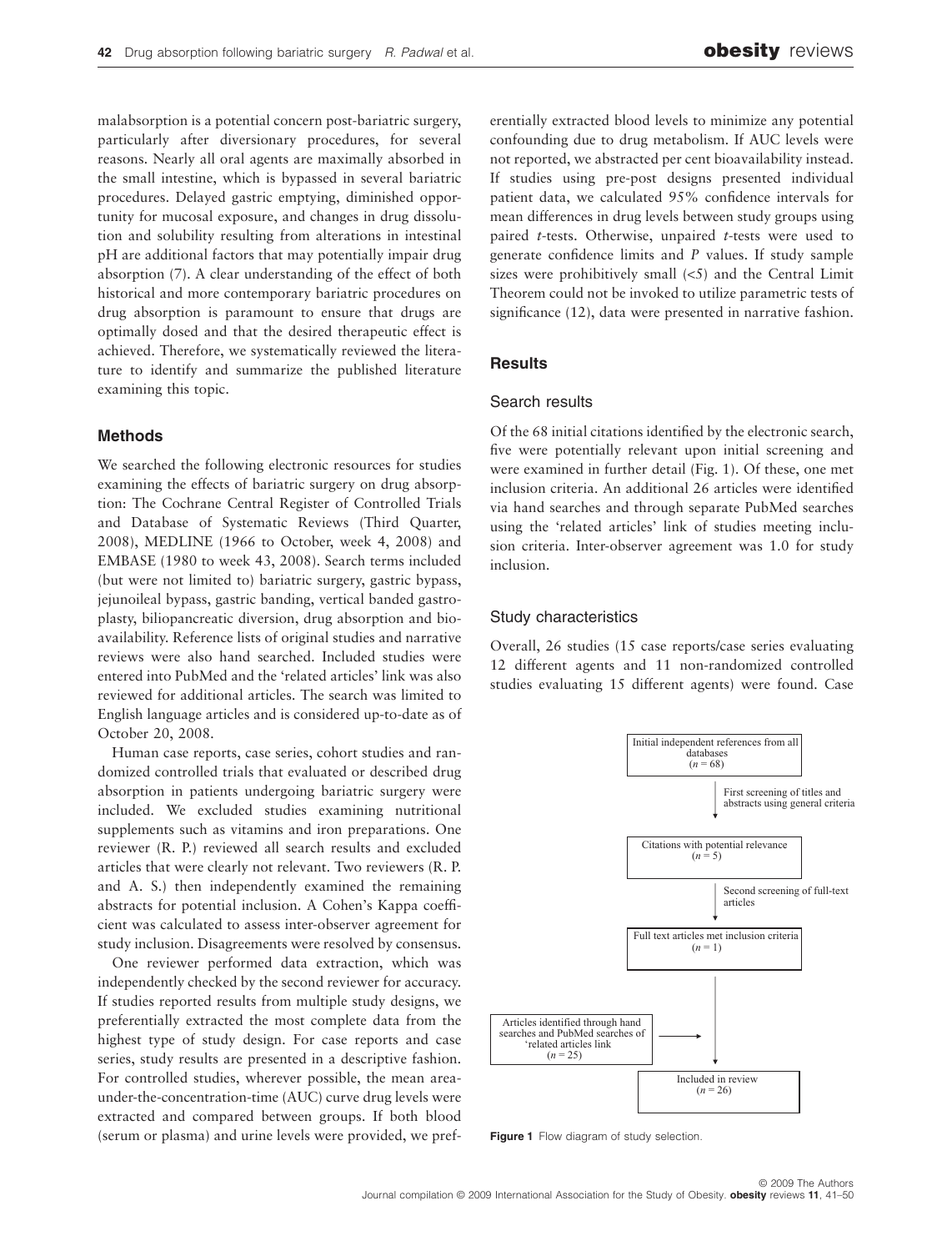malabsorption is a potential concern post-bariatric surgery, particularly after diversionary procedures, for several reasons. Nearly all oral agents are maximally absorbed in the small intestine, which is bypassed in several bariatric procedures. Delayed gastric emptying, diminished opportunity for mucosal exposure, and changes in drug dissolution and solubility resulting from alterations in intestinal pH are additional factors that may potentially impair drug absorption (7). A clear understanding of the effect of both historical and more contemporary bariatric procedures on drug absorption is paramount to ensure that drugs are optimally dosed and that the desired therapeutic effect is achieved. Therefore, we systematically reviewed the literature to identify and summarize the published literature examining this topic.

## Methods

We searched the following electronic resources for studies examining the effects of bariatric surgery on drug absorption: The Cochrane Central Register of Controlled Trials and Database of Systematic Reviews (Third Quarter, 2008), MEDLINE (1966 to October, week 4, 2008) and EMBASE (1980 to week 43, 2008). Search terms included (but were not limited to) bariatric surgery, gastric bypass, jejunoileal bypass, gastric banding, vertical banded gastroplasty, biliopancreatic diversion, drug absorption and bioavailability. Reference lists of original studies and narrative reviews were also hand searched. Included studies were entered into PubMed and the 'related articles' link was also reviewed for additional articles. The search was limited to English language articles and is considered up-to-date as of October 20, 2008.

Human case reports, case series, cohort studies and randomized controlled trials that evaluated or described drug absorption in patients undergoing bariatric surgery were included. We excluded studies examining nutritional supplements such as vitamins and iron preparations. One reviewer (R. P.) reviewed all search results and excluded articles that were clearly not relevant. Two reviewers (R. P. and A. S.) then independently examined the remaining abstracts for potential inclusion. A Cohen's Kappa coefficient was calculated to assess inter-observer agreement for study inclusion. Disagreements were resolved by consensus.

One reviewer performed data extraction, which was independently checked by the second reviewer for accuracy. If studies reported results from multiple study designs, we preferentially extracted the most complete data from the highest type of study design. For case reports and case series, study results are presented in a descriptive fashion. For controlled studies, wherever possible, the mean area-under-the-concentration-time (AUC) curve drug levels were extracted and compared between groups. If both blood (serum or plasma) and urine levels were provided, we preferentially extracted blood levels to minimize any potential confounding due to drug metabolism. If AUC levels were not reported, we abstracted per cent bioavailability instead. If studies using pre-post designs presented individual patient data, we calculated 95% confidence intervals for mean differences in drug levels between study groups using paired *t*-tests. Otherwise, unpaired *t*-tests were used to generate confidence limits and *P* values. If study sample sizes were prohibitively small ($<5$) and the Central Limit Theorem could not be invoked to utilize parametric tests of significance (12), data were presented in narrative fashion.

## Results

### Search results

Of the 68 initial citations identified by the electronic search, five were potentially relevant upon initial screening and were examined in further detail (Fig. 1). Of these, one met inclusion criteria. An additional 26 articles were identified via hand searches and through separate PubMed searches using the 'related articles' link of studies meeting inclusion criteria. Inter-observer agreement was 1.0 for study inclusion.

### Study characteristics

Overall, 26 studies (15 case reports/case series evaluating 12 different agents and 11 non-randomized controlled studies evaluating 15 different agents) were found. Case

Initial independent references from all databases
($n = 68$)

First screening of titles and abstracts using general criteria

Citations with potential relevance
($n = 5$)

Second screening of full-text articles

Full text articles met inclusion criteria
($n = 1$)

Articles identified through hand searches and PubMed searches of 'related articles link
($n = 25$)

Included in review
($n = 26$)

**Figure 1** Flow diagram of study selection.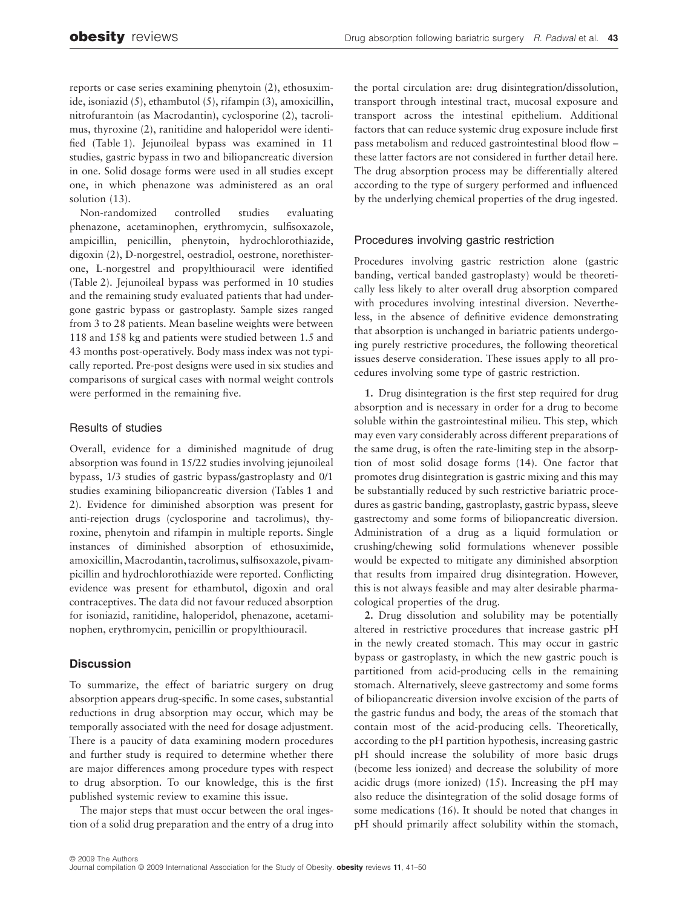reports or case series examining phenytoin (2), ethosuximide, isoniazid (5), ethambutol (5), rifampin (3), amoxicillin, nitrofurantoin (as Macrodantin), cyclosporine (2), tacrolimus, thyroxine (2), ranitidine and haloperidol were identified (Table 1). Jejunoileal bypass was examined in 11 studies, gastric bypass in two and biliopancreatic diversion in one. Solid dosage forms were used in all studies except one, in which phenazone was administered as an oral solution (13).

Non-randomized controlled studies evaluating phenazone, acetaminophen, erythromycin, sulfisoxazole, ampicillin, penicillin, phenytoin, hydrochlorothiazide, digoxin (2), D-norgestrel, oestradiol, oestrone, norethisterone, L-norgestrel and propylthiouracil were identified (Table 2). Jejunoileal bypass was performed in 10 studies and the remaining study evaluated patients that had undergone gastric bypass or gastroplasty. Sample sizes ranged from 3 to 28 patients. Mean baseline weights were between 118 and 158 kg and patients were studied between 1.5 and 43 months post-operatively. Body mass index was not typically reported. Pre-post designs were used in six studies and comparisons of surgical cases with normal weight controls were performed in the remaining five.

### Results of studies

Overall, evidence for a diminished magnitude of drug absorption was found in 15/22 studies involving jejunoileal bypass, 1/3 studies of gastric bypass/gastroplasty and 0/1 studies examining biliopancreatic diversion (Tables 1 and 2). Evidence for diminished absorption was present for anti-rejection drugs (cyclosporine and tacrolimus), thyroxine, phenytoin and rifampin in multiple reports. Single instances of diminished absorption of ethosuximide, amoxicillin, Macrodantin, tacrolimus, sulfisoxazole, pivampicillin and hydrochlorothiazide were reported. Conflicting evidence was present for ethambutol, digoxin and oral contraceptives. The data did not favour reduced absorption for isoniazid, ranitidine, haloperidol, phenazone, acetaminophen, erythromycin, penicillin or propylthiouracil.

## Discussion

To summarize, the effect of bariatric surgery on drug absorption appears drug-specific. In some cases, substantial reductions in drug absorption may occur, which may be temporally associated with the need for dosage adjustment. There is a paucity of data examining modern procedures and further study is required to determine whether there are major differences among procedure types with respect to drug absorption. To our knowledge, this is the first published systemic review to examine this issue.

The major steps that must occur between the oral ingestion of a solid drug preparation and the entry of a drug into the portal circulation are: drug disintegration/dissolution, transport through intestinal tract, mucosal exposure and transport across the intestinal epithelium. Additional factors that can reduce systemic drug exposure include first pass metabolism and reduced gastrointestinal blood flow – these latter factors are not considered in further detail here. The drug absorption process may be differentially altered according to the type of surgery performed and influenced by the underlying chemical properties of the drug ingested.

### Procedures involving gastric restriction

Procedures involving gastric restriction alone (gastric banding, vertical banded gastroplasty) would be theoretically less likely to alter overall drug absorption compared with procedures involving intestinal diversion. Nevertheless, in the absence of definitive evidence demonstrating that absorption is unchanged in bariatric patients undergoing purely restrictive procedures, the following theoretical issues deserve consideration. These issues apply to all procedures involving some type of gastric restriction.

**1.** Drug disintegration is the first step required for drug absorption and is necessary in order for a drug to become soluble within the gastrointestinal milieu. This step, which may even vary considerably across different preparations of the same drug, is often the rate-limiting step in the absorption of most solid dosage forms (14). One factor that promotes drug disintegration is gastric mixing and this may be substantially reduced by such restrictive bariatric procedures as gastric banding, gastroplasty, gastric bypass, sleeve gastrectomy and some forms of biliopancreatic diversion. Administration of a drug as a liquid formulation or crushing/chewing solid formulations whenever possible would be expected to mitigate any diminished absorption that results from impaired drug disintegration. However, this is not always feasible and may alter desirable pharmacological properties of the drug.

**2.** Drug dissolution and solubility may be potentially altered in restrictive procedures that increase gastric pH in the newly created stomach. This may occur in gastric bypass or gastroplasty, in which the new gastric pouch is partitioned from acid-producing cells in the remaining stomach. Alternatively, sleeve gastrectomy and some forms of biliopancreatic diversion involve excision of the parts of the gastric fundus and body, the areas of the stomach that contain most of the acid-producing cells. Theoretically, according to the pH partition hypothesis, increasing gastric pH should increase the solubility of more basic drugs (become less ionized) and decrease the solubility of more acidic drugs (more ionized) (15). Increasing the pH may also reduce the disintegration of the solid dosage forms of some medications (16). It should be noted that changes in pH should primarily affect solubility within the stomach,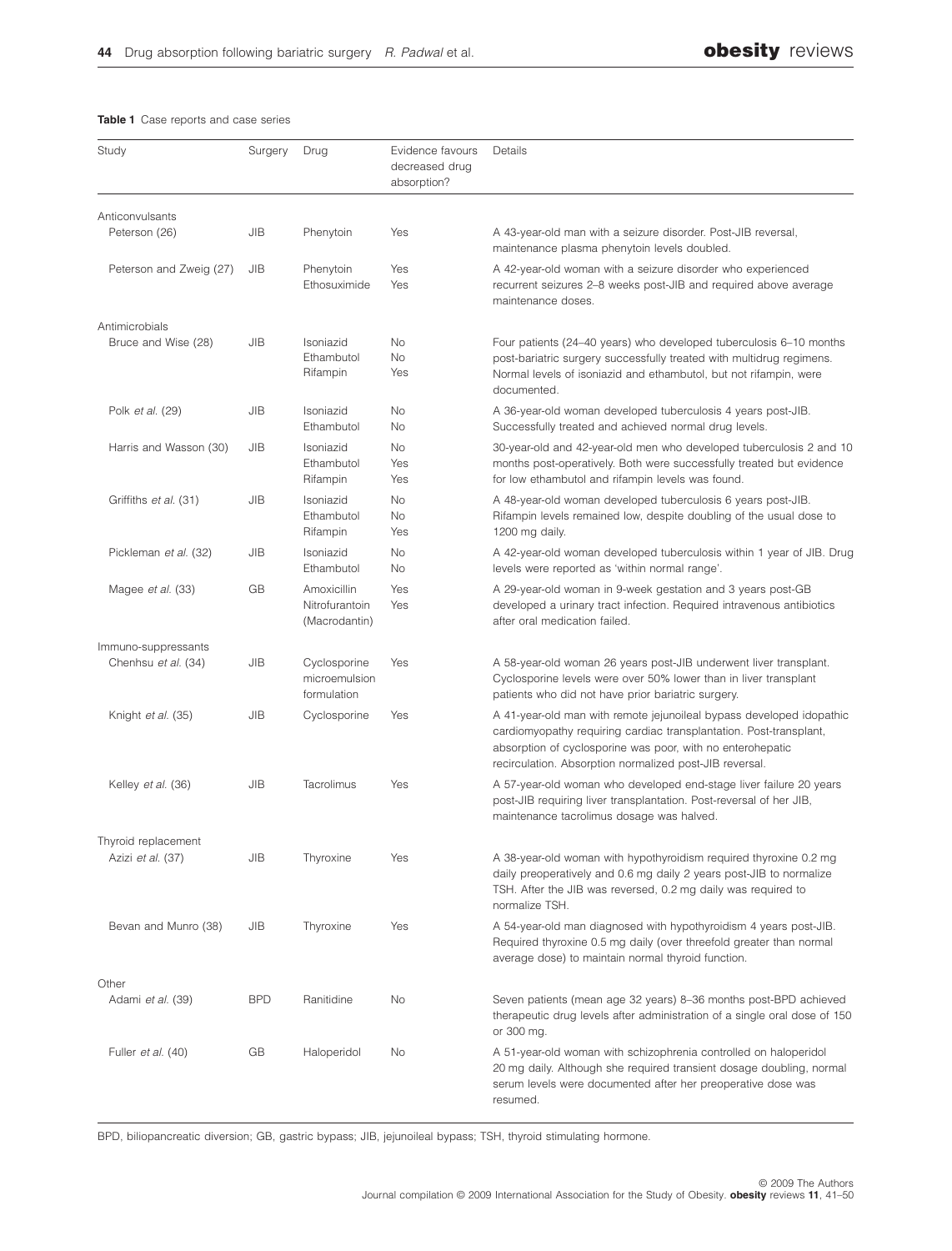**Table 1** Case reports and case series

| Study | Surgery | Drug | Evidence favours decreased drug absorption? | Details |
|---|---|---|---|---|
| Anticonvulsants | | | | |
| Peterson (26) | JIB | Phenytoin | Yes | A 43-year-old man with a seizure disorder. Post-JIB reversal, maintenance plasma phenytoin levels doubled. |
| Peterson and Zweig (27) | JIB | Phenytoin<br>Ethosuximide | Yes<br>Yes | A 42-year-old woman with a seizure disorder who experienced recurrent seizures 2–8 weeks post-JIB and required above average maintenance doses. |
| Antimicrobials | | | | |
| Bruce and Wise (28) | JIB | Isoniazid<br>Ethambutol<br>Rifampin | No<br>No<br>Yes | Four patients (24–40 years) who developed tuberculosis 6–10 months post-bariatric surgery successfully treated with multidrug regimens. Normal levels of isoniazid and ethambutol, but not rifampin, were documented. |
| Polk *et al.* (29) | JIB | Isoniazid<br>Ethambutol | No<br>No | A 36-year-old woman developed tuberculosis 4 years post-JIB. Successfully treated and achieved normal drug levels. |
| Harris and Wasson (30) | JIB | Isoniazid<br>Ethambutol<br>Rifampin | No<br>Yes<br>Yes | 30-year-old and 42-year-old men who developed tuberculosis 2 and 10 months post-operatively. Both were successfully treated but evidence for low ethambutol and rifampin levels was found. |
| Griffiths *et al.* (31) | JIB | Isoniazid<br>Ethambutol<br>Rifampin | No<br>No<br>Yes | A 48-year-old woman developed tuberculosis 6 years post-JIB. Rifampin levels remained low, despite doubling of the usual dose to 1200 mg daily. |
| Pickleman *et al.* (32) | JIB | Isoniazid<br>Ethambutol | No<br>No | A 42-year-old woman developed tuberculosis within 1 year of JIB. Drug levels were reported as 'within normal range'. |
| Magee *et al.* (33) | GB | Amoxicillin<br>Nitrofurantoin (Macrodantin) | Yes<br>Yes | A 29-year-old woman in 9-week gestation and 3 years post-GB developed a urinary tract infection. Required intravenous antibiotics after oral medication failed. |
| Immuno-suppressants | | | | |
| Chenhsu *et al.* (34) | JIB | Cyclosporine microemulsion formulation | Yes | A 58-year-old woman 26 years post-JIB underwent liver transplant. Cyclosporine levels were over 50% lower than in liver transplant patients who did not have prior bariatric surgery. |
| Knight *et al.* (35) | JIB | Cyclosporine | Yes | A 41-year-old man with remote jejunoileal bypass developed idopathic cardiomyopathy requiring cardiac transplantation. Post-transplant, absorption of cyclosporine was poor, with no enterohepatic recirculation. Absorption normalized post-JIB reversal. |
| Kelley *et al.* (36) | JIB | Tacrolimus | Yes | A 57-year-old woman who developed end-stage liver failure 20 years post-JIB requiring liver transplantation. Post-reversal of her JIB, maintenance tacrolimus dosage was halved. |
| Thyroid replacement | | | | |
| Azizi *et al.* (37) | JIB | Thyroxine | Yes | A 38-year-old woman with hypothyroidism required thyroxine 0.2 mg daily preoperatively and 0.6 mg daily 2 years post-JIB to normalize TSH. After the JIB was reversed, 0.2 mg daily was required to normalize TSH. |
| Bevan and Munro (38) | JIB | Thyroxine | Yes | A 54-year-old man diagnosed with hypothyroidism 4 years post-JIB. Required thyroxine 0.5 mg daily (over threefold greater than normal average dose) to maintain normal thyroid function. |
| Other | | | | |
| Adami *et al.* (39) | BPD | Ranitidine | No | Seven patients (mean age 32 years) 8–36 months post-BPD achieved therapeutic drug levels after administration of a single oral dose of 150 or 300 mg. |
| Fuller *et al.* (40) | GB | Haloperidol | No | A 51-year-old woman with schizophrenia controlled on haloperidol 20 mg daily. Although she required transient dosage doubling, normal serum levels were documented after her preoperative dose was resumed. |

BPD, biliopancreatic diversion; GB, gastric bypass; JIB, jejunoileal bypass; TSH, thyroid stimulating hormone.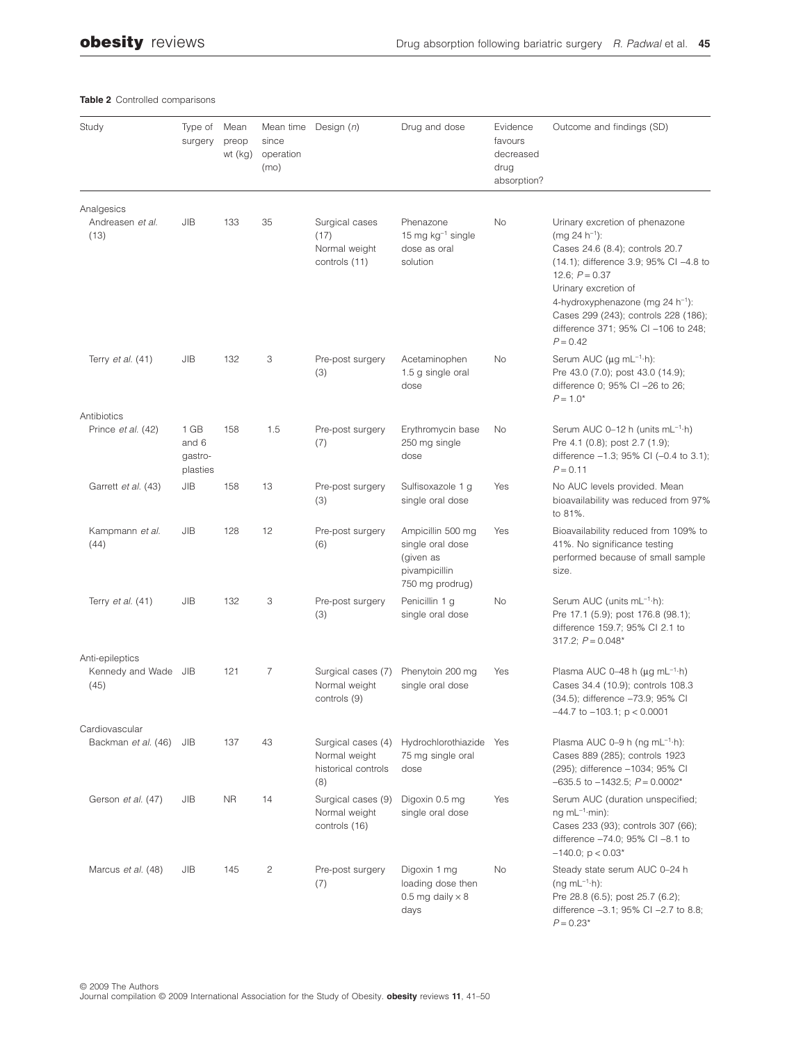**Table 2** Controlled comparisons

| Study | Type of surgery | Mean preop wt (kg) | Mean time since operation (mo) | Design (*n*) | Drug and dose | Evidence favours decreased drug absorption? | Outcome and findings (SD) |
|---|---|---|---|---|---|---|---|
| Analgesics | | | | | | | |
| Andreasen *et al.* (13) | JIB | 133 | 35 | Surgical cases (17) Normal weight controls (11) | Phenazone 15 mg $kg^{-1}$ single dose as oral solution | No | Urinary excretion of phenazone (mg 24 $h^{-1}$): Cases 24.6 (8.4); controls 20.7 (14.1); difference 3.9; 95% CI −4.8 to 12.6; $P = 0.37$ Urinary excretion of 4-hydroxyphenazone (mg 24 $h^{-1}$): Cases 299 (243); controls 228 (186); difference 371; 95% CI −106 to 248; $P = 0.42$ |
| Terry *et al.* (41) | JIB | 132 | 3 | Pre-post surgery (3) | Acetaminophen 1.5 g single oral dose | No | Serum AUC (μg $mL^{-1}$·h): Pre 43.0 (7.0); post 43.0 (14.9); difference 0; 95% CI −26 to 26; $P = 1.0$* |
| Antibiotics | | | | | | | |
| Prince *et al.* (42) | 1 GB and 6 gastro-plasties | 158 | 1.5 | Pre-post surgery (7) | Erythromycin base 250 mg single dose | No | Serum AUC 0–12 h (units $mL^{-1}$·h) Pre 4.1 (0.8); post 2.7 (1.9); difference −1.3; 95% CI (−0.4 to 3.1); $P = 0.11$ |
| Garrett *et al.* (43) | JIB | 158 | 13 | Pre-post surgery (3) | Sulfisoxazole 1 g single oral dose | Yes | No AUC levels provided. Mean bioavailability was reduced from 97% to 81%. |
| Kampmann *et al.* (44) | JIB | 128 | 12 | Pre-post surgery (6) | Ampicillin 500 mg single oral dose (given as pivampicillin 750 mg prodrug) | Yes | Bioavailability reduced from 109% to 41%. No significance testing performed because of small sample size. |
| Terry *et al.* (41) | JIB | 132 | 3 | Pre-post surgery (3) | Penicillin 1 g single oral dose | No | Serum AUC (units $mL^{-1}$·h): Pre 17.1 (5.9); post 176.8 (98.1); difference 159.7; 95% CI 2.1 to 317.2; $P = 0.048$* |
| Anti-epileptics | | | | | | | |
| Kennedy and Wade (45) | JIB | 121 | 7 | Surgical cases (7) Normal weight controls (9) | Phenytoin 200 mg single oral dose | Yes | Plasma AUC 0–48 h (μg $mL^{-1}$·h) Cases 34.4 (10.9); controls 108.3 (34.5); difference −73.9; 95% CI −44.7 to −103.1; $p < 0.0001$ |
| Cardiovascular | | | | | | | |
| Backman *et al.* (46) | JIB | 137 | 43 | Surgical cases (4) Normal weight historical controls (8) | Hydrochlorothiazide 75 mg single oral dose | Yes | Plasma AUC 0–9 h (ng $mL^{-1}$·h): Cases 889 (285); controls 1923 (295); difference −1034; 95% CI −635.5 to −1432.5; $P = 0.0002$* |
| Gerson *et al.* (47) | JIB | NR | 14 | Surgical cases (9) Normal weight controls (16) | Digoxin 0.5 mg single oral dose | Yes | Serum AUC (duration unspecified; ng $mL^{-1}$·min): Cases 233 (93); controls 307 (66); difference −74.0; 95% CI −8.1 to −140.0; $p < 0.03$* |
| Marcus *et al.* (48) | JIB | 145 | 2 | Pre-post surgery (7) | Digoxin 1 mg loading dose then 0.5 mg daily × 8 days | No | Steady state serum AUC 0–24 h (ng $mL^{-1}$·h): Pre 28.8 (6.5); post 25.7 (6.2); difference −3.1; 95% CI −2.7 to 8.8; $P = 0.23$* |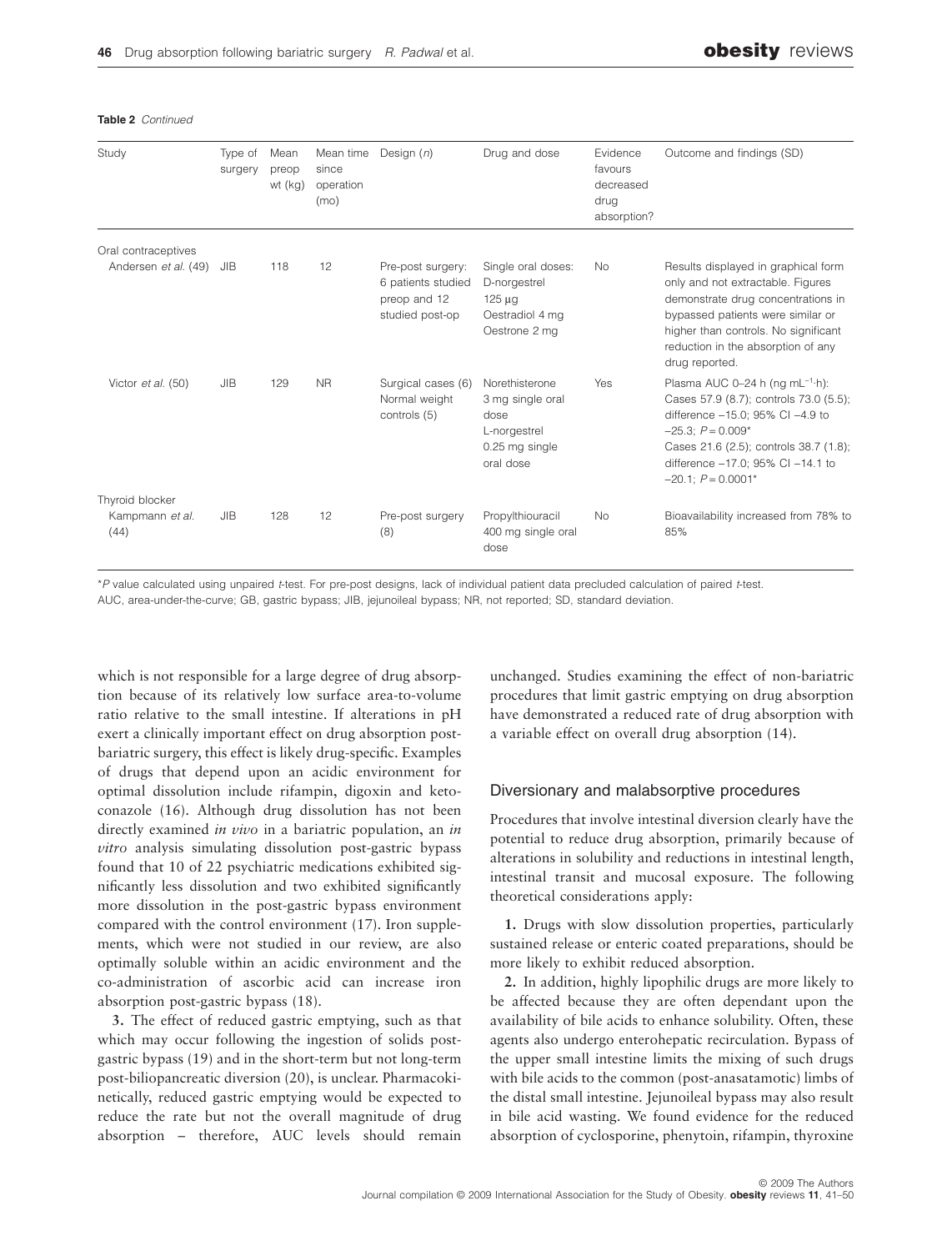**Table 2** *Continued*

| Study | Type of surgery | Mean preop wt (kg) | Mean time since operation (mo) | Design (*n*) | Drug and dose | Evidence favours decreased drug absorption? | Outcome and findings (SD) |
|---|---|---|---|---|---|---|---|
| Oral contraceptives | | | | | | | |
| Andersen *et al.* (49) | JIB | 118 | 12 | Pre-post surgery: 6 patients studied preop and 12 studied post-op | Single oral doses: D-norgestrel 125 μg Oestradiol 4 mg Oestrone 2 mg | No | Results displayed in graphical form only and not extractable. Figures demonstrate drug concentrations in bypassed patients were similar or higher than controls. No significant reduction in the absorption of any drug reported. |
| Victor *et al.* (50) | JIB | 129 | NR | Surgical cases (6) Normal weight controls (5) | Norethisterone 3 mg single oral dose L-norgestrel 0.25 mg single oral dose | Yes | Plasma AUC 0–24 h (ng $mL^{-1}$·h): Cases 57.9 (8.7); controls 73.0 (5.5); difference −15.0; 95% CI −4.9 to −25.3; $P = 0.009$* Cases 21.6 (2.5); controls 38.7 (1.8); difference −17.0; 95% CI −14.1 to −20.1; $P = 0.0001$* |
| Thyroid blocker | | | | | | | |
| Kampmann *et al.* (44) | JIB | 128 | 12 | Pre-post surgery (8) | Propylthiouracil 400 mg single oral dose | No | Bioavailability increased from 78% to 85% |

**P* value calculated using unpaired *t*-test. For pre-post designs, lack of individual patient data precluded calculation of paired *t*-test.
AUC, area-under-the-curve; GB, gastric bypass; JIB, jejunoileal bypass; NR, not reported; SD, standard deviation.

which is not responsible for a large degree of drug absorption because of its relatively low surface area-to-volume ratio relative to the small intestine. If alterations in pH exert a clinically important effect on drug absorption post-bariatric surgery, this effect is likely drug-specific. Examples of drugs that depend upon an acidic environment for optimal dissolution include rifampin, digoxin and ketoconazole (16). Although drug dissolution has not been directly examined *in vivo* in a bariatric population, an *in vitro* analysis simulating dissolution post-gastric bypass found that 10 of 22 psychiatric medications exhibited significantly less dissolution and two exhibited significantly more dissolution in the post-gastric bypass environment compared with the control environment (17). Iron supplements, which were not studied in our review, are also optimally soluble within an acidic environment and the co-administration of ascorbic acid can increase iron absorption post-gastric bypass (18).

**3.** The effect of reduced gastric emptying, such as that which may occur following the ingestion of solids post-gastric bypass (19) and in the short-term but not long-term post-biliopancreatic diversion (20), is unclear. Pharmacokinetically, reduced gastric emptying would be expected to reduce the rate but not the overall magnitude of drug absorption – therefore, AUC levels should remain unchanged. Studies examining the effect of non-bariatric procedures that limit gastric emptying on drug absorption have demonstrated a reduced rate of drug absorption with a variable effect on overall drug absorption (14).

### Diversionary and malabsorptive procedures

Procedures that involve intestinal diversion clearly have the potential to reduce drug absorption, primarily because of alterations in solubility and reductions in intestinal length, intestinal transit and mucosal exposure. The following theoretical considerations apply:

**1.** Drugs with slow dissolution properties, particularly sustained release or enteric coated preparations, should be more likely to exhibit reduced absorption.

**2.** In addition, highly lipophilic drugs are more likely to be affected because they are often dependant upon the availability of bile acids to enhance solubility. Often, these agents also undergo enterohepatic recirculation. Bypass of the upper small intestine limits the mixing of such drugs with bile acids to the common (post-anasatamotic) limbs of the distal small intestine. Jejunoileal bypass may also result in bile acid wasting. We found evidence for the reduced absorption of cyclosporine, phenytoin, rifampin, thyroxine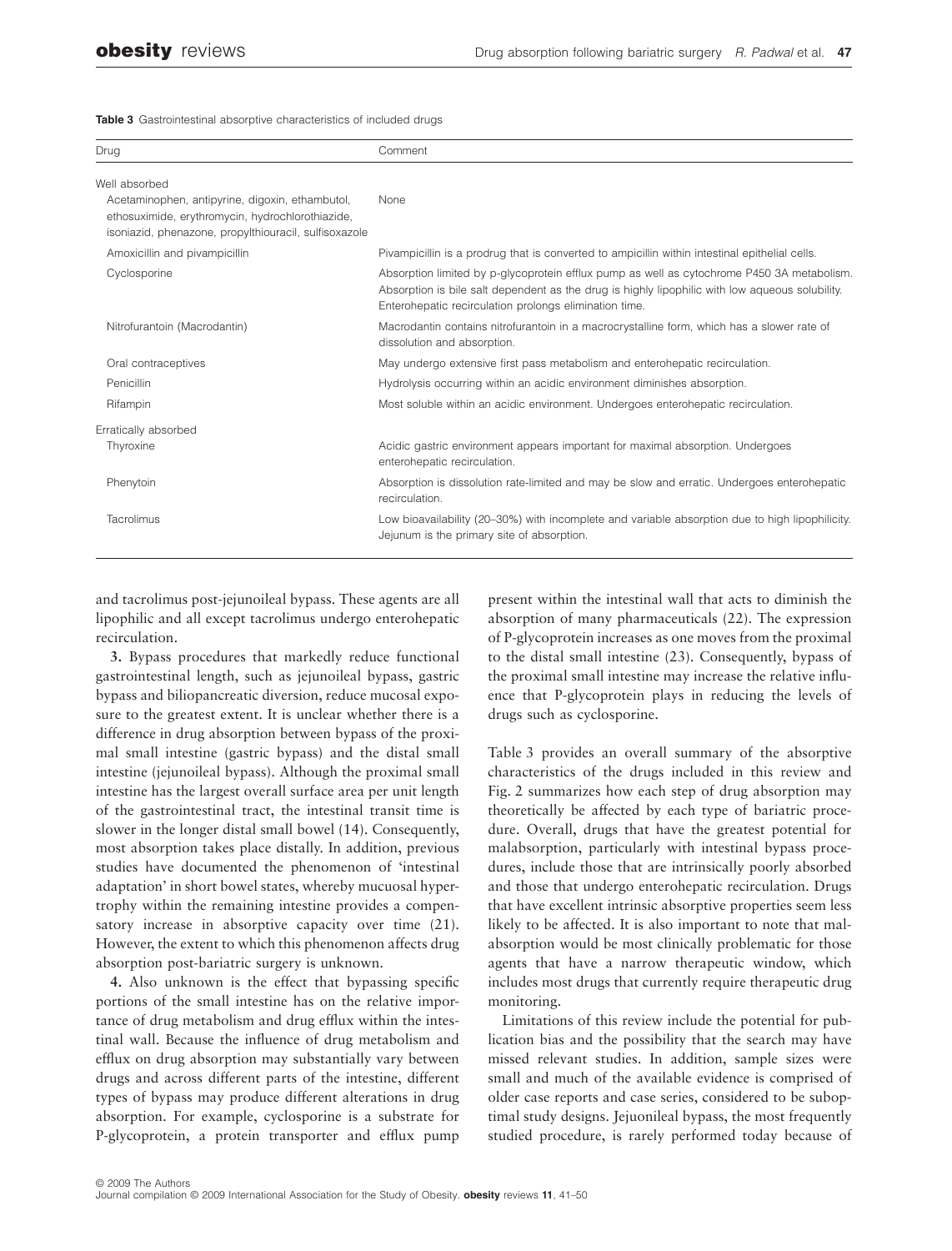**Table 3** Gastrointestinal absorptive characteristics of included drugs

| Drug | Comment |
|---|---|
| Well absorbed | |
| Acetaminophen, antipyrine, digoxin, ethambutol, ethosuximide, erythromycin, hydrochlorothiazide, isoniazid, phenazone, propylthiouracil, sulfisoxazole | None |
| Amoxicillin and pivampicillin | Pivampicillin is a prodrug that is converted to ampicillin within intestinal epithelial cells. |
| Cyclosporine | Absorption limited by p-glycoprotein efflux pump as well as cytochrome P450 3A metabolism. Absorption is bile salt dependent as the drug is highly lipophilic with low aqueous solubility. Enterohepatic recirculation prolongs elimination time. |
| Nitrofurantoin (Macrodantin) | Macrodantin contains nitrofurantoin in a macrocrystalline form, which has a slower rate of dissolution and absorption. |
| Oral contraceptives | May undergo extensive first pass metabolism and enterohepatic recirculation. |
| Penicillin | Hydrolysis occurring within an acidic environment diminishes absorption. |
| Rifampin | Most soluble within an acidic environment. Undergoes enterohepatic recirculation. |
| Erratically absorbed | |
| Thyroxine | Acidic gastric environment appears important for maximal absorption. Undergoes enterohepatic recirculation. |
| Phenytoin | Absorption is dissolution rate-limited and may be slow and erratic. Undergoes enterohepatic recirculation. |
| Tacrolimus | Low bioavailability (20–30%) with incomplete and variable absorption due to high lipophilicity. Jejunum is the primary site of absorption. |

and tacrolimus post-jejunoileal bypass. These agents are all lipophilic and all except tacrolimus undergo enterohepatic recirculation.

**3.** Bypass procedures that markedly reduce functional gastrointestinal length, such as jejunoileal bypass, gastric bypass and biliopancreatic diversion, reduce mucosal exposure to the greatest extent. It is unclear whether there is a difference in drug absorption between bypass of the proximal small intestine (gastric bypass) and the distal small intestine (jejunoileal bypass). Although the proximal small intestine has the largest overall surface area per unit length of the gastrointestinal tract, the intestinal transit time is slower in the longer distal small bowel (14). Consequently, most absorption takes place distally. In addition, previous studies have documented the phenomenon of 'intestinal adaptation' in short bowel states, whereby mucuosal hypertrophy within the remaining intestine provides a compensatory increase in absorptive capacity over time (21). However, the extent to which this phenomenon affects drug absorption post-bariatric surgery is unknown.

**4.** Also unknown is the effect that bypassing specific portions of the small intestine has on the relative importance of drug metabolism and drug efflux within the intestinal wall. Because the influence of drug metabolism and efflux on drug absorption may substantially vary between drugs and across different parts of the intestine, different types of bypass may produce different alterations in drug absorption. For example, cyclosporine is a substrate for P-glycoprotein, a protein transporter and efflux pump present within the intestinal wall that acts to diminish the absorption of many pharmaceuticals (22). The expression of P-glycoprotein increases as one moves from the proximal to the distal small intestine (23). Consequently, bypass of the proximal small intestine may increase the relative influence that P-glycoprotein plays in reducing the levels of drugs such as cyclosporine.

Table 3 provides an overall summary of the absorptive characteristics of the drugs included in this review and Fig. 2 summarizes how each step of drug absorption may theoretically be affected by each type of bariatric procedure. Overall, drugs that have the greatest potential for malabsorption, particularly with intestinal bypass procedures, include those that are intrinsically poorly absorbed and those that undergo enterohepatic recirculation. Drugs that have excellent intrinsic absorptive properties seem less likely to be affected. It is also important to note that malabsorption would be most clinically problematic for those agents that have a narrow therapeutic window, which includes most drugs that currently require therapeutic drug monitoring.

Limitations of this review include the potential for publication bias and the possibility that the search may have missed relevant studies. In addition, sample sizes were small and much of the available evidence is comprised of older case reports and case series, considered to be suboptimal study designs. Jejuonileal bypass, the most frequently studied procedure, is rarely performed today because of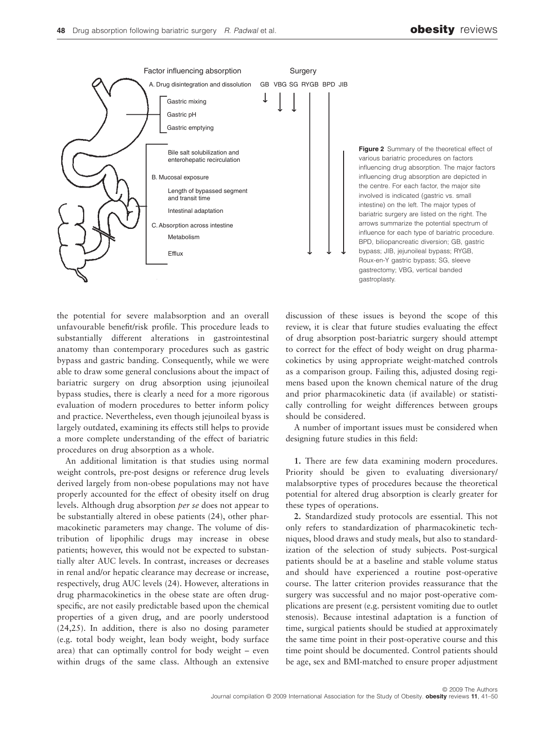Factor influencing absorption

A. Drug disintegration and dissolution
- Gastric mixing
- Gastric pH
- Gastric emptying
- Bile salt solubilization and enterohepatic recirculation

B. Mucosal exposure
- Length of bypassed segment and transit time
- Intestinal adaptation

C. Absorption across intestine
- Metabolism
- Efflux

Surgery: GB VBG SG RYGB BPD JIB

**Figure 2** Summary of the theoretical effect of various bariatric procedures on factors influencing drug absorption. The major factors influencing drug absorption are depicted in the centre. For each factor, the major site involved is indicated (gastric vs. small intestine) on the left. The major types of bariatric surgery are listed on the right. The arrows summarize the potential spectrum of influence for each type of bariatric procedure. BPD, biliopancreatic diversion; GB, gastric bypass; JIB, jejunoileal bypass; RYGB, Roux-en-Y gastric bypass; SG, sleeve gastrectomy; VBG, vertical banded gastroplasty.

the potential for severe malabsorption and an overall unfavourable benefit/risk profile. This procedure leads to substantially different alterations in gastrointestinal anatomy than contemporary procedures such as gastric bypass and gastric banding. Consequently, while we were able to draw some general conclusions about the impact of bariatric surgery on drug absorption using jejunoileal bypass studies, there is clearly a need for a more rigorous evaluation of modern procedures to better inform policy and practice. Nevertheless, even though jejunoileal byass is largely outdated, examining its effects still helps to provide a more complete understanding of the effect of bariatric procedures on drug absorption as a whole.

An additional limitation is that studies using normal weight controls, pre-post designs or reference drug levels derived largely from non-obese populations may not have properly accounted for the effect of obesity itself on drug levels. Although drug absorption *per se* does not appear to be substantially altered in obese patients (24), other pharmacokinetic parameters may change. The volume of distribution of lipophilic drugs may increase in obese patients; however, this would not be expected to substantially alter AUC levels. In contrast, increases or decreases in renal and/or hepatic clearance may decrease or increase, respectively, drug AUC levels (24). However, alterations in drug pharmacokinetics in the obese state are often drug-specific, are not easily predictable based upon the chemical properties of a given drug, and are poorly understood (24,25). In addition, there is also no dosing parameter (e.g. total body weight, lean body weight, body surface area) that can optimally control for body weight – even within drugs of the same class. Although an extensive discussion of these issues is beyond the scope of this review, it is clear that future studies evaluating the effect of drug absorption post-bariatric surgery should attempt to correct for the effect of body weight on drug pharmacokinetics by using appropriate weight-matched controls as a comparison group. Failing this, adjusted dosing regimens based upon the known chemical nature of the drug and prior pharmacokinetic data (if available) or statistically controlling for weight differences between groups should be considered.

A number of important issues must be considered when designing future studies in this field:

**1.** There are few data examining modern procedures. Priority should be given to evaluating diversionary/malabsorptive types of procedures because the theoretical potential for altered drug absorption is clearly greater for these types of operations.

**2.** Standardized study protocols are essential. This not only refers to standardization of pharmacokinetic techniques, blood draws and study meals, but also to standardization of the selection of study subjects. Post-surgical patients should be at a baseline and stable volume status and should have experienced a routine post-operative course. The latter criterion provides reassurance that the surgery was successful and no major post-operative complications are present (e.g. persistent vomiting due to outlet stenosis). Because intestinal adaptation is a function of time, surgical patients should be studied at approximately the same time point in their post-operative course and this time point should be documented. Control patients should be age, sex and BMI-matched to ensure proper adjustment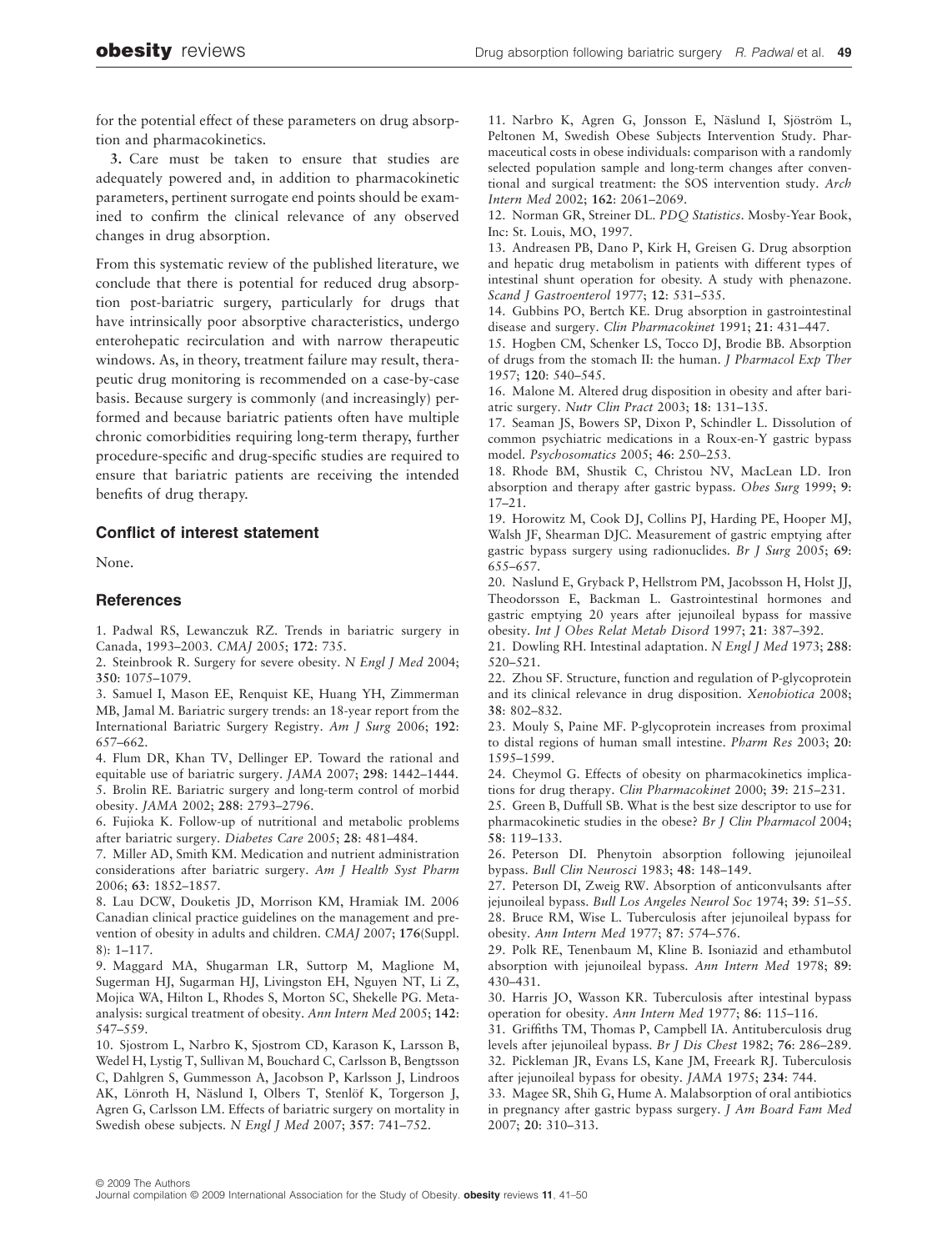for the potential effect of these parameters on drug absorption and pharmacokinetics.

**3.** Care must be taken to ensure that studies are adequately powered and, in addition to pharmacokinetic parameters, pertinent surrogate end points should be examined to confirm the clinical relevance of any observed changes in drug absorption.

From this systematic review of the published literature, we conclude that there is potential for reduced drug absorption post-bariatric surgery, particularly for drugs that have intrinsically poor absorptive characteristics, undergo enterohepatic recirculation and with narrow therapeutic windows. As, in theory, treatment failure may result, therapeutic drug monitoring is recommended on a case-by-case basis. Because surgery is commonly (and increasingly) performed and because bariatric patients often have multiple chronic comorbidities requiring long-term therapy, further procedure-specific and drug-specific studies are required to ensure that bariatric patients are receiving the intended benefits of drug therapy.

## Conflict of interest statement

None.

## References

1. Padwal RS, Lewanczuk RZ. Trends in bariatric surgery in Canada, 1993–2003. *CMAJ* 2005; **172**: 735.
2. Steinbrook R. Surgery for severe obesity. *N Engl J Med* 2004; **350**: 1075–1079.
3. Samuel I, Mason EE, Renquist KE, Huang YH, Zimmerman MB, Jamal M. Bariatric surgery trends: an 18-year report from the International Bariatric Surgery Registry. *Am J Surg* 2006; **192**: 657–662.
4. Flum DR, Khan TV, Dellinger EP. Toward the rational and equitable use of bariatric surgery. *JAMA* 2007; **298**: 1442–1444.
5. Brolin RE. Bariatric surgery and long-term control of morbid obesity. *JAMA* 2002; **288**: 2793–2796.
6. Fujioka K. Follow-up of nutritional and metabolic problems after bariatric surgery. *Diabetes Care* 2005; **28**: 481–484.
7. Miller AD, Smith KM. Medication and nutrient administration considerations after bariatric surgery. *Am J Health Syst Pharm* 2006; **63**: 1852–1857.
8. Lau DCW, Douketis JD, Morrison KM, Hramiak IM. 2006 Canadian clinical practice guidelines on the management and prevention of obesity in adults and children. *CMAJ* 2007; **176**(Suppl. 8): 1–117.
9. Maggard MA, Shugarman LR, Suttorp M, Maglione M, Sugerman HJ, Sugarman HJ, Livingston EH, Nguyen NT, Li Z, Mojica WA, Hilton L, Rhodes S, Morton SC, Shekelle PG. Meta-analysis: surgical treatment of obesity. *Ann Intern Med* 2005; **142**: 547–559.
10. Sjostrom L, Narbro K, Sjostrom CD, Karason K, Larsson B, Wedel H, Lystig T, Sullivan M, Bouchard C, Carlsson B, Bengtsson C, Dahlgren S, Gummesson A, Jacobson P, Karlsson J, Lindroos AK, Lönroth H, Näslund I, Olbers T, Stenlöf K, Torgerson J, Agren G, Carlsson LM. Effects of bariatric surgery on mortality in Swedish obese subjects. *N Engl J Med* 2007; **357**: 741–752.
11. Narbro K, Agren G, Jonsson E, Näslund I, Sjöström L, Peltonen M, Swedish Obese Subjects Intervention Study. Pharmaceutical costs in obese individuals: comparison with a randomly selected population sample and long-term changes after conventional and surgical treatment: the SOS intervention study. *Arch Intern Med* 2002; **162**: 2061–2069.
12. Norman GR, Streiner DL. *PDQ Statistics*. Mosby-Year Book, Inc: St. Louis, MO, 1997.
13. Andreasen PB, Dano P, Kirk H, Greisen G. Drug absorption and hepatic drug metabolism in patients with different types of intestinal shunt operation for obesity. A study with phenazone. *Scand J Gastroenterol* 1977; **12**: 531–535.
14. Gubbins PO, Bertch KE. Drug absorption in gastrointestinal disease and surgery. *Clin Pharmacokinet* 1991; **21**: 431–447.
15. Hogben CM, Schenker LS, Tocco DJ, Brodie BB. Absorption of drugs from the stomach II: the human. *J Pharmacol Exp Ther* 1957; **120**: 540–545.
16. Malone M. Altered drug disposition in obesity and after bariatric surgery. *Nutr Clin Pract* 2003; **18**: 131–135.
17. Seaman JS, Bowers SP, Dixon P, Schindler L. Dissolution of common psychiatric medications in a Roux-en-Y gastric bypass model. *Psychosomatics* 2005; **46**: 250–253.
18. Rhode BM, Shustik C, Christou NV, MacLean LD. Iron absorption and therapy after gastric bypass. *Obes Surg* 1999; **9**: 17–21.
19. Horowitz M, Cook DJ, Collins PJ, Harding PE, Hooper MJ, Walsh JF, Shearman DJC. Measurement of gastric emptying after gastric bypass surgery using radionuclides. *Br J Surg* 2005; **69**: 655–657.
20. Naslund E, Gryback P, Hellstrom PM, Jacobsson H, Holst JJ, Theodorsson E, Backman L. Gastrointestinal hormones and gastric emptying 20 years after jejunoileal bypass for massive obesity. *Int J Obes Relat Metab Disord* 1997; **21**: 387–392.
21. Dowling RH. Intestinal adaptation. *N Engl J Med* 1973; **288**: 520–521.
22. Zhou SF. Structure, function and regulation of P-glycoprotein and its clinical relevance in drug disposition. *Xenobiotica* 2008; **38**: 802–832.
23. Mouly S, Paine MF. P-glycoprotein increases from proximal to distal regions of human small intestine. *Pharm Res* 2003; **20**: 1595–1599.
24. Cheymol G. Effects of obesity on pharmacokinetics implications for drug therapy. *Clin Pharmacokinet* 2000; **39**: 215–231.
25. Green B, Duffull SB. What is the best size descriptor to use for pharmacokinetic studies in the obese? *Br J Clin Pharmacol* 2004; **58**: 119–133.
26. Peterson DI. Phenytoin absorption following jejunoileal bypass. *Bull Clin Neurosci* 1983; **48**: 148–149.
27. Peterson DI, Zweig RW. Absorption of anticonvulsants after jejunoileal bypass. *Bull Los Angeles Neurol Soc* 1974; **39**: 51–55.
28. Bruce RM, Wise L. Tuberculosis after jejunoileal bypass for obesity. *Ann Intern Med* 1977; **87**: 574–576.
29. Polk RE, Tenenbaum M, Kline B. Isoniazid and ethambutol absorption with jejunoileal bypass. *Ann Intern Med* 1978; **89**: 430–431.
30. Harris JO, Wasson KR. Tuberculosis after intestinal bypass operation for obesity. *Ann Intern Med* 1977; **86**: 115–116.
31. Griffiths TM, Thomas P, Campbell IA. Antituberculosis drug levels after jejunoileal bypass. *Br J Dis Chest* 1982; **76**: 286–289.
32. Pickleman JR, Evans LS, Kane JM, Freeark RJ. Tuberculosis after jejunoileal bypass for obesity. *JAMA* 1975; **234**: 744.
33. Magee SR, Shih G, Hume A. Malabsorption of oral antibiotics in pregnancy after gastric bypass surgery. *J Am Board Fam Med* 2007; **20**: 310–313.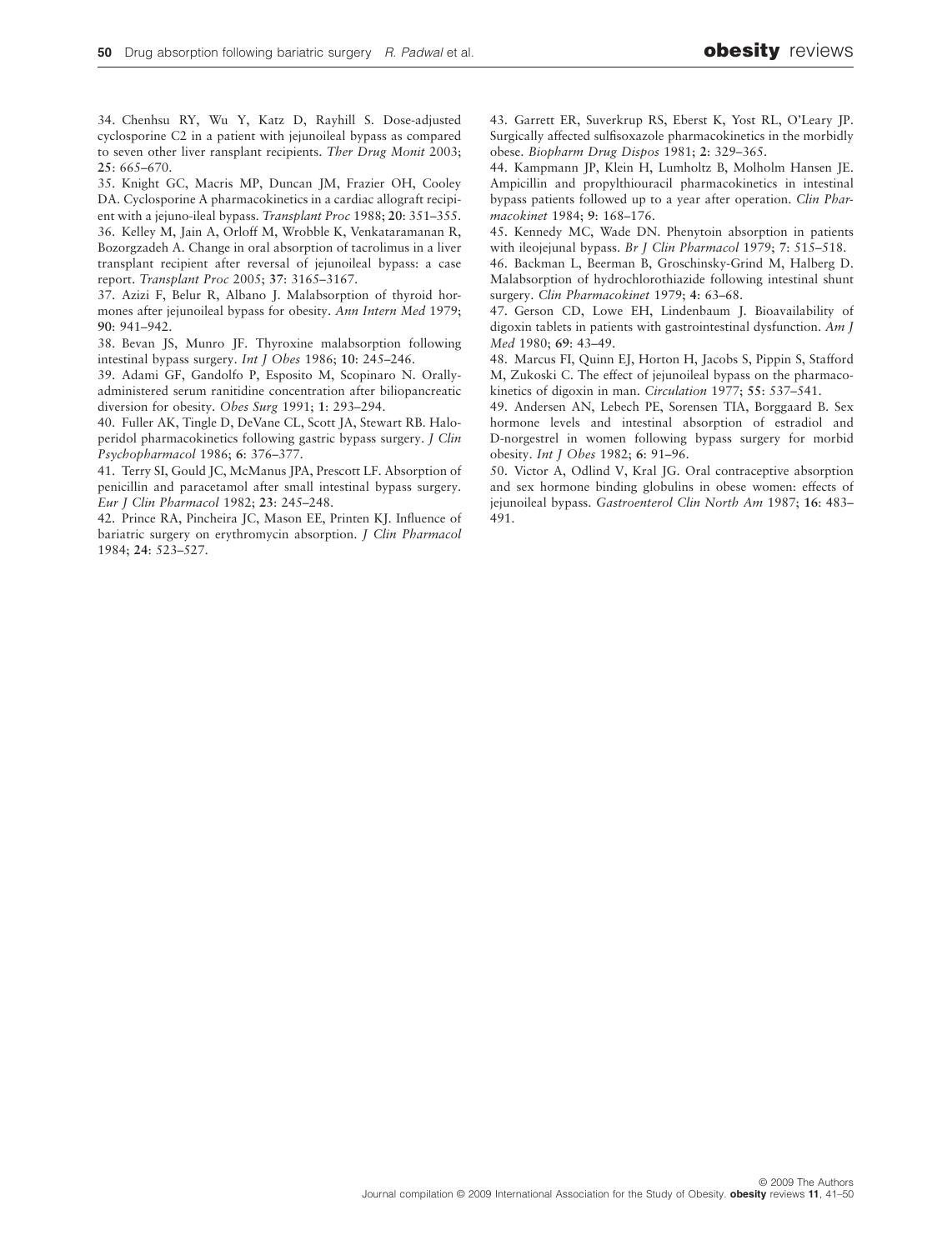34. Chenhsu RY, Wu Y, Katz D, Rayhill S. Dose-adjusted cyclosporine C2 in a patient with jejunoileal bypass as compared to seven other liver ransplant recipients. *Ther Drug Monit* 2003; **25**: 665–670.

35. Knight GC, Macris MP, Duncan JM, Frazier OH, Cooley DA. Cyclosporine A pharmacokinetics in a cardiac allograft recipient with a jejuno-ileal bypass. *Transplant Proc* 1988; **20**: 351–355.

36. Kelley M, Jain A, Orloff M, Wrobble K, Venkataramanan R, Bozorgzadeh A. Change in oral absorption of tacrolimus in a liver transplant recipient after reversal of jejunoileal bypass: a case report. *Transplant Proc* 2005; **37**: 3165–3167.

37. Azizi F, Belur R, Albano J. Malabsorption of thyroid hormones after jejunoileal bypass for obesity. *Ann Intern Med* 1979; **90**: 941–942.

38. Bevan JS, Munro JF. Thyroxine malabsorption following intestinal bypass surgery. *Int J Obes* 1986; **10**: 245–246.

39. Adami GF, Gandolfo P, Esposito M, Scopinaro N. Orally-administered serum ranitidine concentration after biliopancreatic diversion for obesity. *Obes Surg* 1991; **1**: 293–294.

40. Fuller AK, Tingle D, DeVane CL, Scott JA, Stewart RB. Haloperidol pharmacokinetics following gastric bypass surgery. *J Clin Psychopharmacol* 1986; **6**: 376–377.

41. Terry SI, Gould JC, McManus JPA, Prescott LF. Absorption of penicillin and paracetamol after small intestinal bypass surgery. *Eur J Clin Pharmacol* 1982; **23**: 245–248.

42. Prince RA, Pincheira JC, Mason EE, Printen KJ. Influence of bariatric surgery on erythromycin absorption. *J Clin Pharmacol* 1984; **24**: 523–527.

43. Garrett ER, Suverkrup RS, Eberst K, Yost RL, O'Leary JP. Surgically affected sulfisoxazole pharmacokinetics in the morbidly obese. *Biopharm Drug Dispos* 1981; **2**: 329–365.

44. Kampmann JP, Klein H, Lumholtz B, Molholm Hansen JE. Ampicillin and propylthiouracil pharmacokinetics in intestinal bypass patients followed up to a year after operation. *Clin Pharmacokinet* 1984; **9**: 168–176.

45. Kennedy MC, Wade DN. Phenytoin absorption in patients with ileojejunal bypass. *Br J Clin Pharmacol* 1979; **7**: 515–518.

46. Backman L, Beerman B, Groschinsky-Grind M, Halberg D. Malabsorption of hydrochlorothiazide following intestinal shunt surgery. *Clin Pharmacokinet* 1979; **4**: 63–68.

47. Gerson CD, Lowe EH, Lindenbaum J. Bioavailability of digoxin tablets in patients with gastrointestinal dysfunction. *Am J Med* 1980; **69**: 43–49.

48. Marcus FI, Quinn EJ, Horton H, Jacobs S, Pippin S, Stafford M, Zukoski C. The effect of jejunoileal bypass on the pharmacokinetics of digoxin in man. *Circulation* 1977; **55**: 537–541.

49. Andersen AN, Lebech PE, Sorensen TIA, Borggaard B. Sex hormone levels and intestinal absorption of estradiol and D-norgestrel in women following bypass surgery for morbid obesity. *Int J Obes* 1982; **6**: 91–96.

50. Victor A, Odlind V, Kral JG. Oral contraceptive absorption and sex hormone binding globulins in obese women: effects of jejunoileal bypass. *Gastroenterol Clin North Am* 1987; **16**: 483–491.